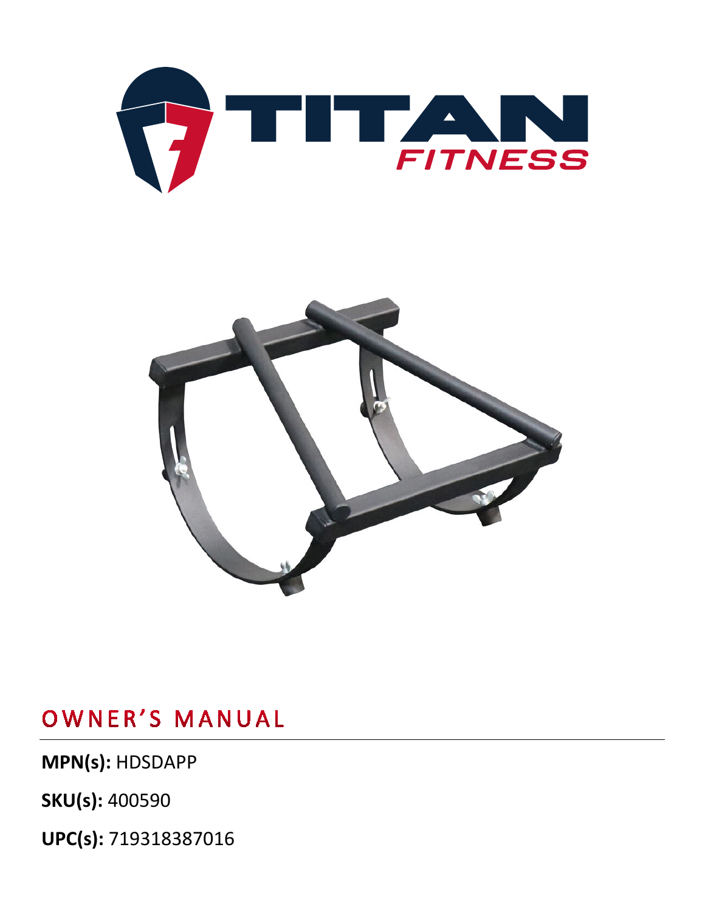# OWNER'S MANUAL

**MPN(s):** HDSDAPP

**SKU(s):** 400590

**UPC(s):** 719318387016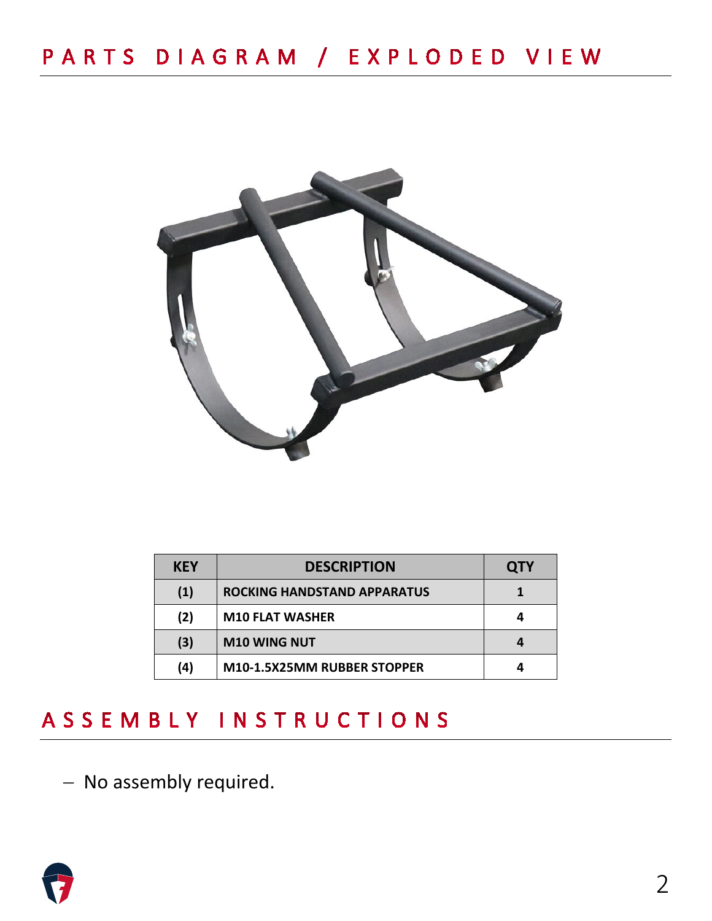## PARTS DIAGRAM / EXPLODED VIEW

| KEY | DESCRIPTION | QTY |
|---|---|---|
| (1) | ROCKING HANDSTAND APPARATUS | 1 |
| (2) | M10 FLAT WASHER | 4 |
| (3) | M10 WING NUT | 4 |
| (4) | M10-1.5X25MM RUBBER STOPPER | 4 |

## ASSEMBLY INSTRUCTIONS

- No assembly required.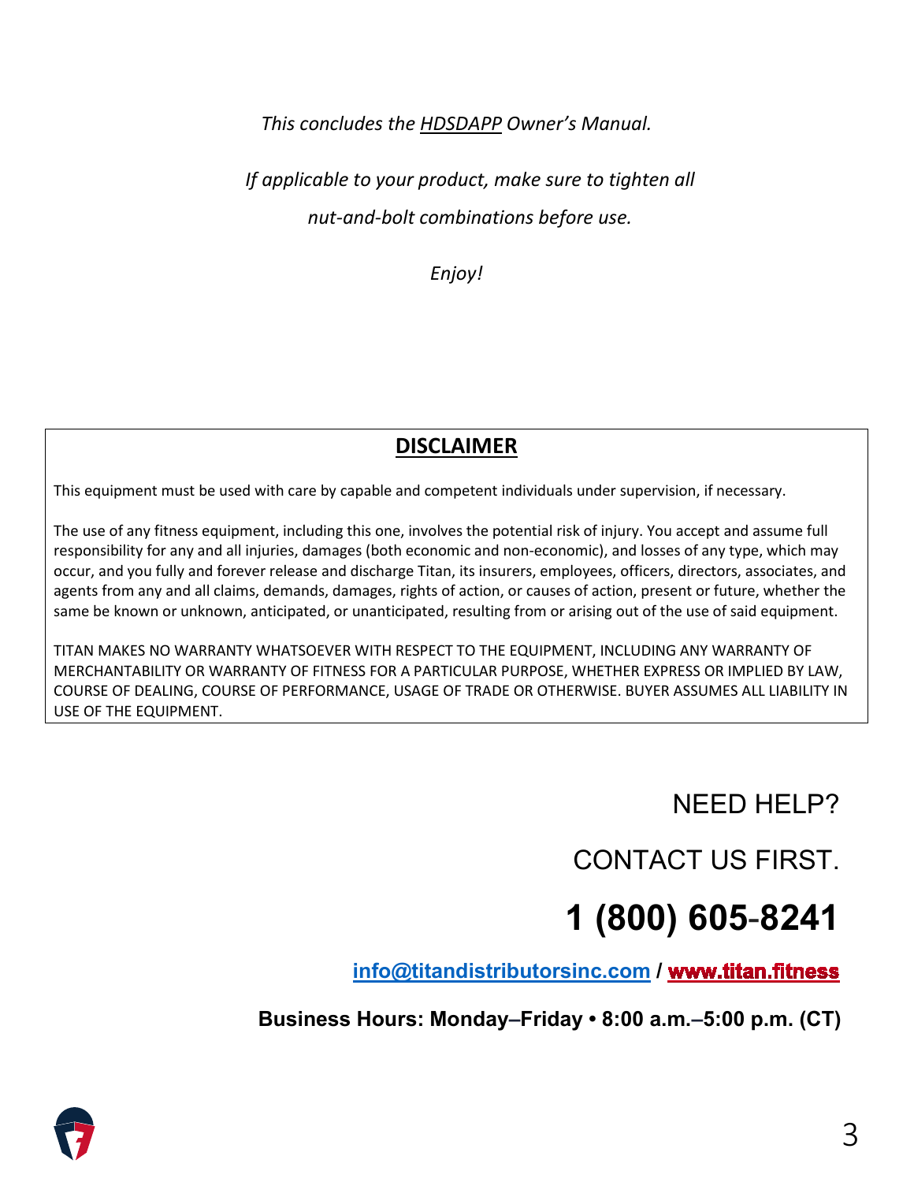*This concludes the HDSDAPP Owner's Manual.*

*If applicable to your product, make sure to tighten all nut-and-bolt combinations before use.*

*Enjoy!*

## DISCLAIMER

This equipment must be used with care by capable and competent individuals under supervision, if necessary.

The use of any fitness equipment, including this one, involves the potential risk of injury. You accept and assume full responsibility for any and all injuries, damages (both economic and non-economic), and losses of any type, which may occur, and you fully and forever release and discharge Titan, its insurers, employees, officers, directors, associates, and agents from any and all claims, demands, damages, rights of action, or causes of action, present or future, whether the same be known or unknown, anticipated, or unanticipated, resulting from or arising out of the use of said equipment.

TITAN MAKES NO WARRANTY WHATSOEVER WITH RESPECT TO THE EQUIPMENT, INCLUDING ANY WARRANTY OF MERCHANTABILITY OR WARRANTY OF FITNESS FOR A PARTICULAR PURPOSE, WHETHER EXPRESS OR IMPLIED BY LAW, COURSE OF DEALING, COURSE OF PERFORMANCE, USAGE OF TRADE OR OTHERWISE. BUYER ASSUMES ALL LIABILITY IN USE OF THE EQUIPMENT.

NEED HELP?

CONTACT US FIRST.

**1 (800) 605-8241**

**info@titandistributorsinc.com / www.titan.fitness**

**Business Hours: Monday–Friday • 8:00 a.m.–5:00 p.m. (CT)**